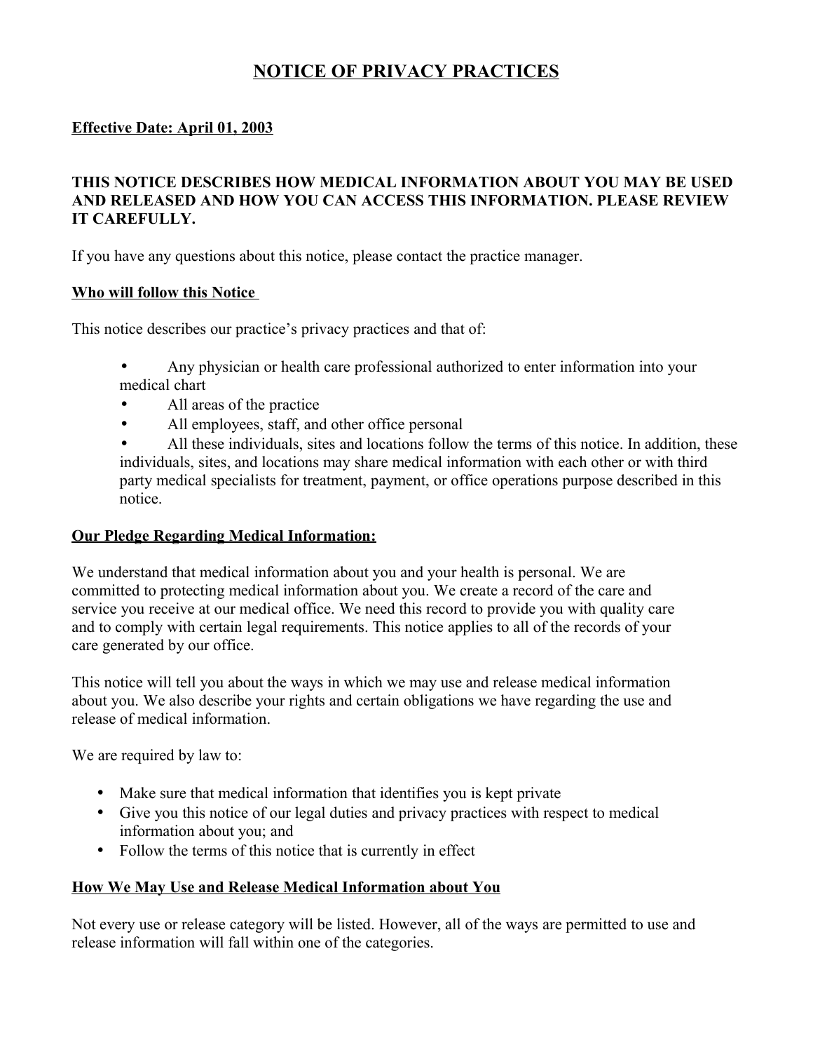# NOTICE OF PRIVACY PRACTICES

**Effective Date: April 01, 2003**

**THIS NOTICE DESCRIBES HOW MEDICAL INFORMATION ABOUT YOU MAY BE USED AND RELEASED AND HOW YOU CAN ACCESS THIS INFORMATION. PLEASE REVIEW IT CAREFULLY.**

If you have any questions about this notice, please contact the practice manager.

## Who will follow this Notice

This notice describes our practice's privacy practices and that of:

- Any physician or health care professional authorized to enter information into your medical chart
- All areas of the practice
- All employees, staff, and other office personal
- All these individuals, sites and locations follow the terms of this notice. In addition, these individuals, sites, and locations may share medical information with each other or with third party medical specialists for treatment, payment, or office operations purpose described in this notice.

## Our Pledge Regarding Medical Information:

We understand that medical information about you and your health is personal. We are committed to protecting medical information about you. We create a record of the care and service you receive at our medical office. We need this record to provide you with quality care and to comply with certain legal requirements. This notice applies to all of the records of your care generated by our office.

This notice will tell you about the ways in which we may use and release medical information about you. We also describe your rights and certain obligations we have regarding the use and release of medical information.

We are required by law to:

- Make sure that medical information that identifies you is kept private
- Give you this notice of our legal duties and privacy practices with respect to medical information about you; and
- Follow the terms of this notice that is currently in effect

## How We May Use and Release Medical Information about You

Not every use or release category will be listed. However, all of the ways are permitted to use and release information will fall within one of the categories.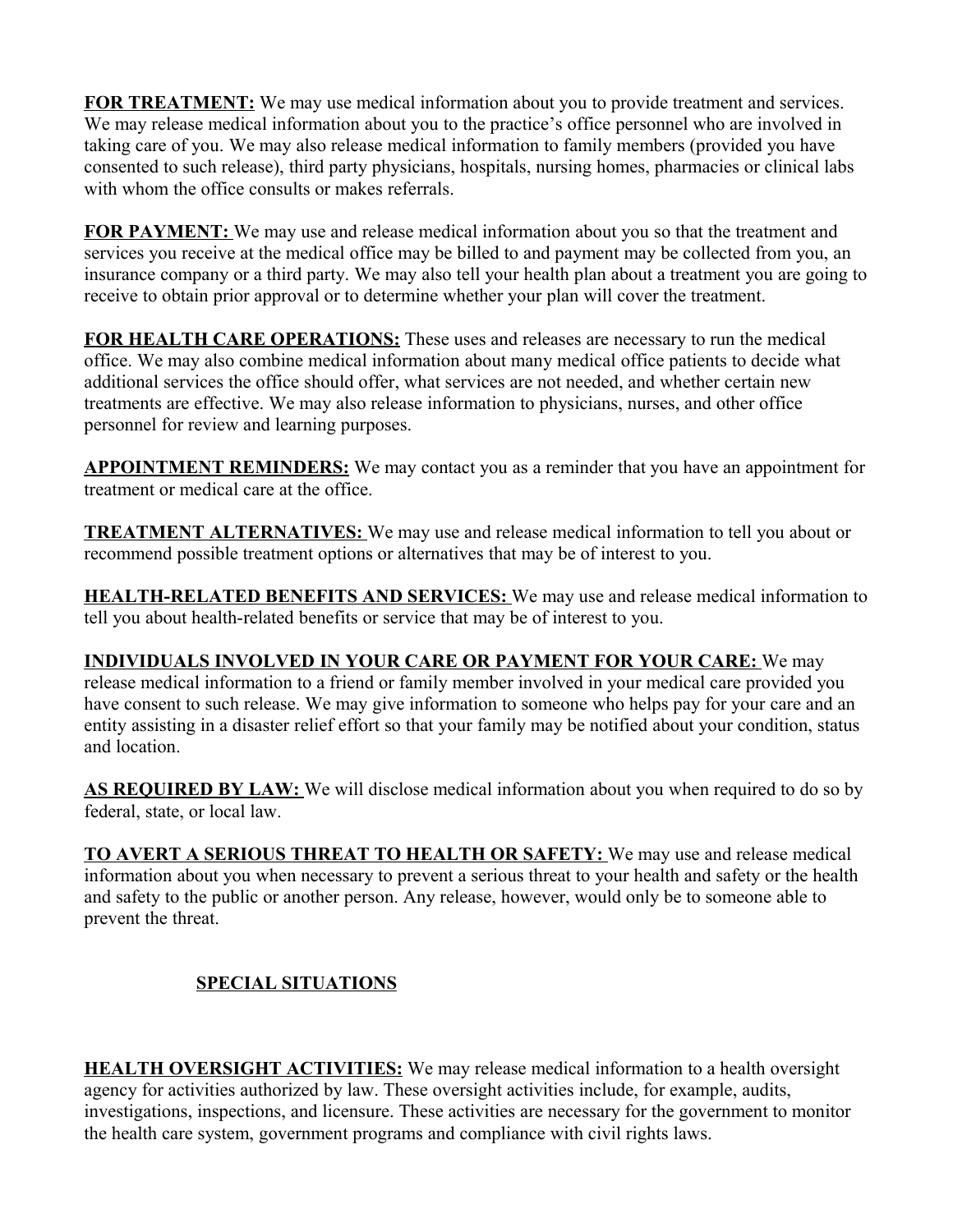**FOR TREATMENT:** We may use medical information about you to provide treatment and services. We may release medical information about you to the practice's office personnel who are involved in taking care of you. We may also release medical information to family members (provided you have consented to such release), third party physicians, hospitals, nursing homes, pharmacies or clinical labs with whom the office consults or makes referrals.

**FOR PAYMENT:** We may use and release medical information about you so that the treatment and services you receive at the medical office may be billed to and payment may be collected from you, an insurance company or a third party. We may also tell your health plan about a treatment you are going to receive to obtain prior approval or to determine whether your plan will cover the treatment.

**FOR HEALTH CARE OPERATIONS:** These uses and releases are necessary to run the medical office. We may also combine medical information about many medical office patients to decide what additional services the office should offer, what services are not needed, and whether certain new treatments are effective. We may also release information to physicians, nurses, and other office personnel for review and learning purposes.

**APPOINTMENT REMINDERS:** We may contact you as a reminder that you have an appointment for treatment or medical care at the office.

**TREATMENT ALTERNATIVES:** We may use and release medical information to tell you about or recommend possible treatment options or alternatives that may be of interest to you.

**HEALTH-RELATED BENEFITS AND SERVICES:** We may use and release medical information to tell you about health-related benefits or service that may be of interest to you.

**INDIVIDUALS INVOLVED IN YOUR CARE OR PAYMENT FOR YOUR CARE:** We may release medical information to a friend or family member involved in your medical care provided you have consent to such release. We may give information to someone who helps pay for your care and an entity assisting in a disaster relief effort so that your family may be notified about your condition, status and location.

**AS REQUIRED BY LAW:** We will disclose medical information about you when required to do so by federal, state, or local law.

**TO AVERT A SERIOUS THREAT TO HEALTH OR SAFETY:** We may use and release medical information about you when necessary to prevent a serious threat to your health and safety or the health and safety to the public or another person. Any release, however, would only be to someone able to prevent the threat.

## SPECIAL SITUATIONS

**HEALTH OVERSIGHT ACTIVITIES:** We may release medical information to a health oversight agency for activities authorized by law. These oversight activities include, for example, audits, investigations, inspections, and licensure. These activities are necessary for the government to monitor the health care system, government programs and compliance with civil rights laws.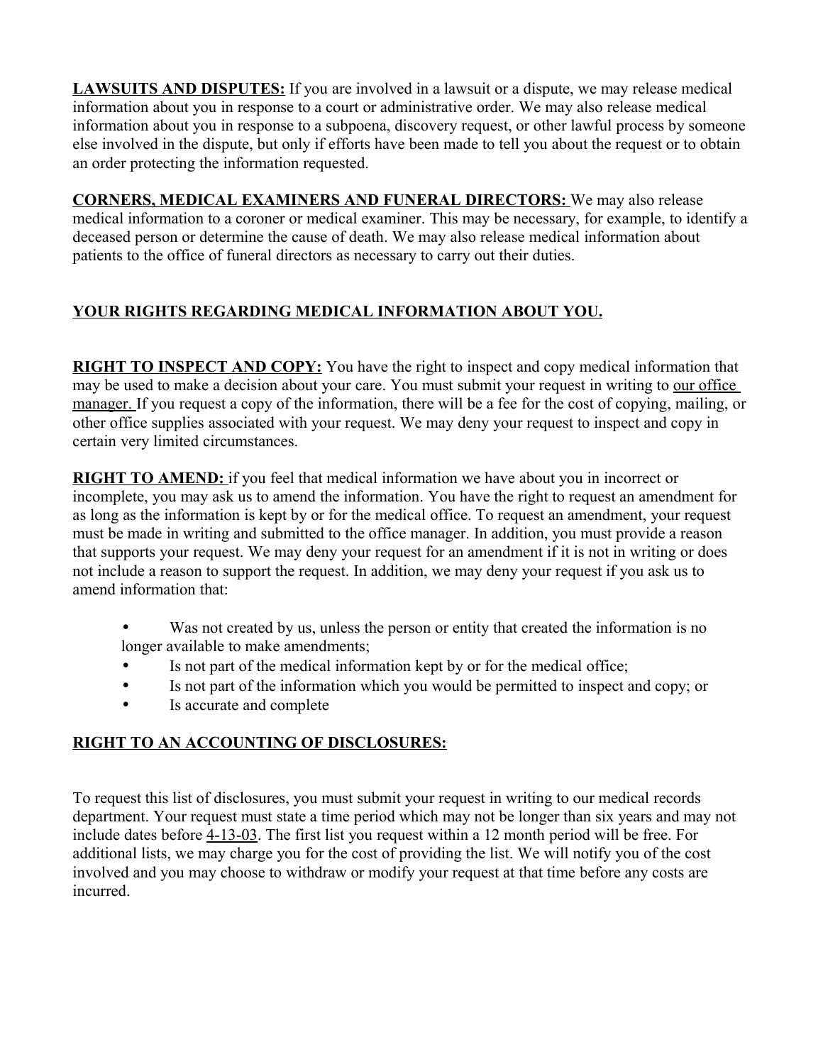**LAWSUITS AND DISPUTES:** If you are involved in a lawsuit or a dispute, we may release medical information about you in response to a court or administrative order. We may also release medical information about you in response to a subpoena, discovery request, or other lawful process by someone else involved in the dispute, but only if efforts have been made to tell you about the request or to obtain an order protecting the information requested.

**CORNERS, MEDICAL EXAMINERS AND FUNERAL DIRECTORS:** We may also release medical information to a coroner or medical examiner. This may be necessary, for example, to identify a deceased person or determine the cause of death. We may also release medical information about patients to the office of funeral directors as necessary to carry out their duties.

## YOUR RIGHTS REGARDING MEDICAL INFORMATION ABOUT YOU.

**RIGHT TO INSPECT AND COPY:** You have the right to inspect and copy medical information that may be used to make a decision about your care. You must submit your request in writing to our office manager. If you request a copy of the information, there will be a fee for the cost of copying, mailing, or other office supplies associated with your request. We may deny your request to inspect and copy in certain very limited circumstances.

**RIGHT TO AMEND:** if you feel that medical information we have about you in incorrect or incomplete, you may ask us to amend the information. You have the right to request an amendment for as long as the information is kept by or for the medical office. To request an amendment, your request must be made in writing and submitted to the office manager. In addition, you must provide a reason that supports your request. We may deny your request for an amendment if it is not in writing or does not include a reason to support the request. In addition, we may deny your request if you ask us to amend information that:

- Was not created by us, unless the person or entity that created the information is no longer available to make amendments;
- Is not part of the medical information kept by or for the medical office;
- Is not part of the information which you would be permitted to inspect and copy; or
- Is accurate and complete

**RIGHT TO AN ACCOUNTING OF DISCLOSURES:**

To request this list of disclosures, you must submit your request in writing to our medical records department. Your request must state a time period which may not be longer than six years and may not include dates before 4-13-03. The first list you request within a 12 month period will be free. For additional lists, we may charge you for the cost of providing the list. We will notify you of the cost involved and you may choose to withdraw or modify your request at that time before any costs are incurred.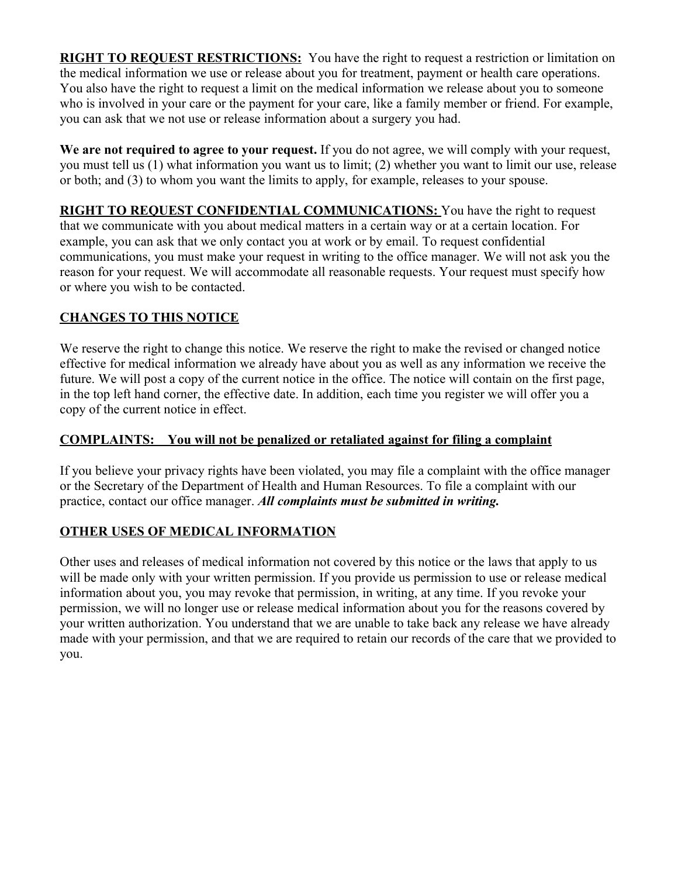**RIGHT TO REQUEST RESTRICTIONS:** You have the right to request a restriction or limitation on the medical information we use or release about you for treatment, payment or health care operations. You also have the right to request a limit on the medical information we release about you to someone who is involved in your care or the payment for your care, like a family member or friend. For example, you can ask that we not use or release information about a surgery you had.

**We are not required to agree to your request.** If you do not agree, we will comply with your request, you must tell us (1) what information you want us to limit; (2) whether you want to limit our use, release or both; and (3) to whom you want the limits to apply, for example, releases to your spouse.

**RIGHT TO REQUEST CONFIDENTIAL COMMUNICATIONS:** You have the right to request that we communicate with you about medical matters in a certain way or at a certain location. For example, you can ask that we only contact you at work or by email. To request confidential communications, you must make your request in writing to the office manager. We will not ask you the reason for your request. We will accommodate all reasonable requests. Your request must specify how or where you wish to be contacted.

## CHANGES TO THIS NOTICE

We reserve the right to change this notice. We reserve the right to make the revised or changed notice effective for medical information we already have about you as well as any information we receive the future. We will post a copy of the current notice in the office. The notice will contain on the first page, in the top left hand corner, the effective date. In addition, each time you register we will offer you a copy of the current notice in effect.

## COMPLAINTS: You will not be penalized or retaliated against for filing a complaint

If you believe your privacy rights have been violated, you may file a complaint with the office manager or the Secretary of the Department of Health and Human Resources. To file a complaint with our practice, contact our office manager. ***All complaints must be submitted in writing.***

## OTHER USES OF MEDICAL INFORMATION

Other uses and releases of medical information not covered by this notice or the laws that apply to us will be made only with your written permission. If you provide us permission to use or release medical information about you, you may revoke that permission, in writing, at any time. If you revoke your permission, we will no longer use or release medical information about you for the reasons covered by your written authorization. You understand that we are unable to take back any release we have already made with your permission, and that we are required to retain our records of the care that we provided to you.